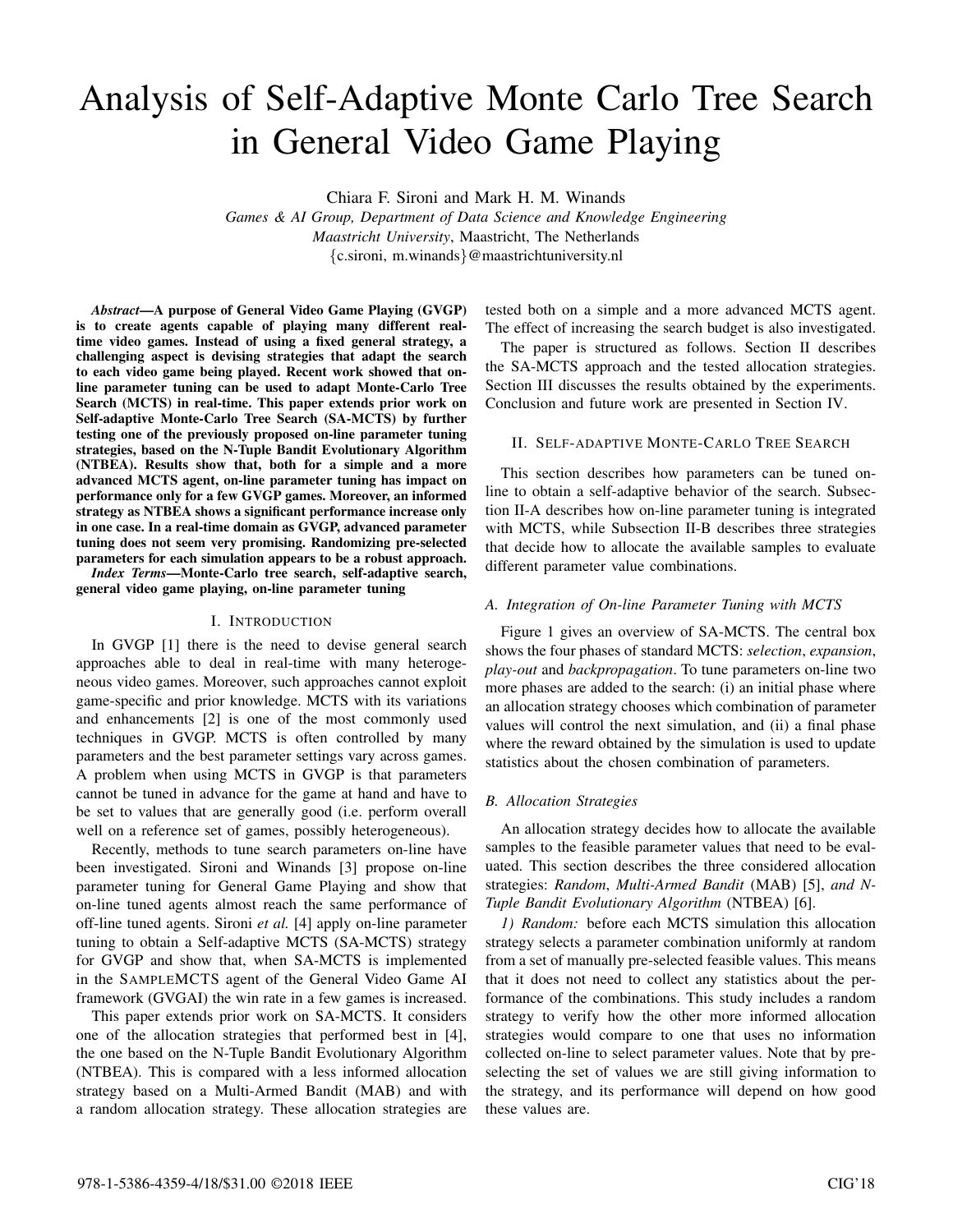# Analysis of Self-Adaptive Monte Carlo Tree Search in General Video Game Playing

Chiara F. Sironi and Mark H. M. Winands

*Games & AI Group, Department of Data Science and Knowledge Engineering*
*Maastricht University*, Maastricht, The Netherlands
{c.sironi, m.winands}@maastrichtuniversity.nl

***Abstract*—A purpose of General Video Game Playing (GVGP) is to create agents capable of playing many different real-time video games. Instead of using a fixed general strategy, a challenging aspect is devising strategies that adapt the search to each video game being played. Recent work showed that on-line parameter tuning can be used to adapt Monte-Carlo Tree Search (MCTS) in real-time. This paper extends prior work on Self-adaptive Monte-Carlo Tree Search (SA-MCTS) by further testing one of the previously proposed on-line parameter tuning strategies, based on the N-Tuple Bandit Evolutionary Algorithm (NTBEA). Results show that, both for a simple and a more advanced MCTS agent, on-line parameter tuning has impact on performance only for a few GVGP games. Moreover, an informed strategy as NTBEA shows a significant performance increase only in one case. In a real-time domain as GVGP, advanced parameter tuning does not seem very promising. Randomizing pre-selected parameters for each simulation appears to be a robust approach.**

***Index Terms*—Monte-Carlo tree search, self-adaptive search, general video game playing, on-line parameter tuning**

## I. Introduction

In GVGP [1] there is the need to devise general search approaches able to deal in real-time with many heterogeneous video games. Moreover, such approaches cannot exploit game-specific and prior knowledge. MCTS with its variations and enhancements [2] is one of the most commonly used techniques in GVGP. MCTS is often controlled by many parameters and the best parameter settings vary across games. A problem when using MCTS in GVGP is that parameters cannot be tuned in advance for the game at hand and have to be set to values that are generally good (i.e. perform overall well on a reference set of games, possibly heterogeneous).

Recently, methods to tune search parameters on-line have been investigated. Sironi and Winands [3] propose on-line parameter tuning for General Game Playing and show that on-line tuned agents almost reach the same performance of off-line tuned agents. Sironi *et al.* [4] apply on-line parameter tuning to obtain a Self-adaptive MCTS (SA-MCTS) strategy for GVGP and show that, when SA-MCTS is implemented in the SampleMCTS agent of the General Video Game AI framework (GVGAI) the win rate in a few games is increased.

This paper extends prior work on SA-MCTS. It considers one of the allocation strategies that performed best in [4], the one based on the N-Tuple Bandit Evolutionary Algorithm (NTBEA). This is compared with a less informed allocation strategy based on a Multi-Armed Bandit (MAB) and with a random allocation strategy. These allocation strategies are tested both on a simple and a more advanced MCTS agent. The effect of increasing the search budget is also investigated.

The paper is structured as follows. Section II describes the SA-MCTS approach and the tested allocation strategies. Section III discusses the results obtained by the experiments. Conclusion and future work are presented in Section IV.

## II. Self-adaptive Monte-Carlo Tree Search

This section describes how parameters can be tuned on-line to obtain a self-adaptive behavior of the search. Subsection II-A describes how on-line parameter tuning is integrated with MCTS, while Subsection II-B describes three strategies that decide how to allocate the available samples to evaluate different parameter value combinations.

### *A. Integration of On-line Parameter Tuning with MCTS*

Figure 1 gives an overview of SA-MCTS. The central box shows the four phases of standard MCTS: *selection*, *expansion*, *play-out* and *backpropagation*. To tune parameters on-line two more phases are added to the search: (i) an initial phase where an allocation strategy chooses which combination of parameter values will control the next simulation, and (ii) a final phase where the reward obtained by the simulation is used to update statistics about the chosen combination of parameters.

### *B. Allocation Strategies*

An allocation strategy decides how to allocate the available samples to the feasible parameter values that need to be evaluated. This section describes the three considered allocation strategies: *Random*, *Multi-Armed Bandit* (MAB) [5], *and N-Tuple Bandit Evolutionary Algorithm* (NTBEA) [6].

*1) Random:* before each MCTS simulation this allocation strategy selects a parameter combination uniformly at random from a set of manually pre-selected feasible values. This means that it does not need to collect any statistics about the performance of the combinations. This study includes a random strategy to verify how the other more informed allocation strategies would compare to one that uses no information collected on-line to select parameter values. Note that by pre-selecting the set of values we are still giving information to the strategy, and its performance will depend on how good these values are.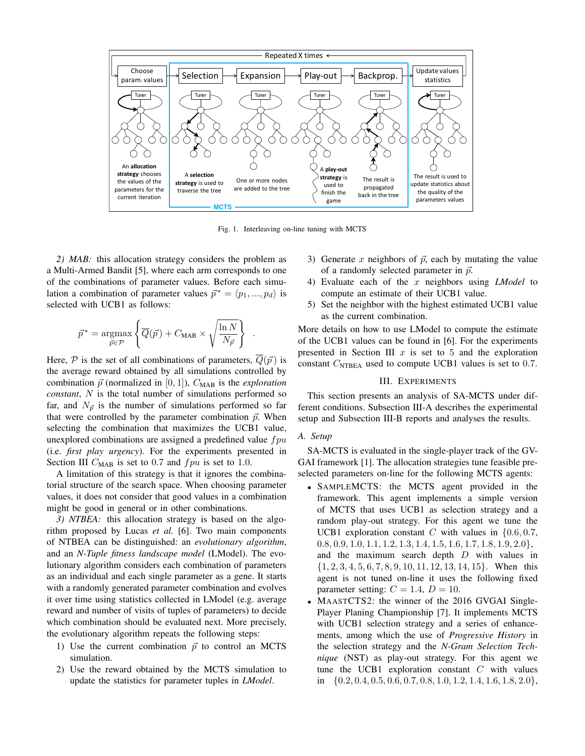Fig. 1. Interleaving on-line tuning with MCTS

*2) MAB:* this allocation strategy considers the problem as a Multi-Armed Bandit [5], where each arm corresponds to one of the combinations of parameter values. Before each simulation a combination of parameter values $\vec{p}^* = \langle p_1, ..., p_d \rangle$ is selected with UCB1 as follows:

$$\vec{p}^* = \underset{\vec{p} \in \mathcal{P}}{\operatorname{argmax}} \left\{ \overline{Q}(\vec{p}) + C_{\text{MAB}} \times \sqrt{\frac{\ln N}{N_{\vec{p}}}} \right\} .$$

Here, $\mathcal{P}$ is the set of all combinations of parameters, $\overline{Q}(\vec{p})$ is the average reward obtained by all simulations controlled by combination $\vec{p}$ (normalized in $[0, 1]$), $C_{\text{MAB}}$ is the *exploration constant*, $N$ is the total number of simulations performed so far, and $N_{\vec{p}}$ is the number of simulations performed so far that were controlled by the parameter combination $\vec{p}$. When selecting the combination that maximizes the UCB1 value, unexplored combinations are assigned a predefined value $fpu$ (i.e. *first play urgency*). For the experiments presented in Section III $C_{\text{MAB}}$ is set to $0.7$ and $fpu$ is set to $1.0$.

A limitation of this strategy is that it ignores the combinatorial structure of the search space. When choosing parameter values, it does not consider that good values in a combination might be good in general or in other combinations.

*3) NTBEA:* this allocation strategy is based on the algorithm proposed by Lucas *et al.* [6]. Two main components of NTBEA can be distinguished: an *evolutionary algorithm*, and an *N-Tuple fitness landscape model* (LModel). The evolutionary algorithm considers each combination of parameters as an individual and each single parameter as a gene. It starts with a randomly generated parameter combination and evolves it over time using statistics collected in LModel (e.g. average reward and number of visits of tuples of parameters) to decide which combination should be evaluated next. More precisely, the evolutionary algorithm repeats the following steps:

1) Use the current combination $\vec{p}$ to control an MCTS simulation.
2) Use the reward obtained by the MCTS simulation to update the statistics for parameter tuples in *LModel*.
3) Generate $x$ neighbors of $\vec{p}$, each by mutating the value of a randomly selected parameter in $\vec{p}$.
4) Evaluate each of the $x$ neighbors using *LModel* to compute an estimate of their UCB1 value.
5) Set the neighbor with the highest estimated UCB1 value as the current combination.

More details on how to use LModel to compute the estimate of the UCB1 values can be found in [6]. For the experiments presented in Section III $x$ is set to $5$ and the exploration constant $C_{\text{NTBEA}}$ used to compute UCB1 values is set to $0.7$.

## III. Experiments

This section presents an analysis of SA-MCTS under different conditions. Subsection III-A describes the experimental setup and Subsection III-B reports and analyses the results.

### A. Setup

SA-MCTS is evaluated in the single-player track of the GVGAI framework [1]. The allocation strategies tune feasible preselected parameters on-line for the following MCTS agents:

- SAMPLEMCTS: the MCTS agent provided in the framework. This agent implements a simple version of MCTS that uses UCB1 as selection strategy and a random play-out strategy. For this agent we tune the UCB1 exploration constant $C$ with values in $\{0.6, 0.7, 0.8, 0.9, 1.0, 1.1, 1.2, 1.3, 1.4, 1.5, 1.6, 1.7, 1.8, 1.9, 2.0\}$, and the maximum search depth $D$ with values in $\{1, 2, 3, 4, 5, 6, 7, 8, 9, 10, 11, 12, 13, 14, 15\}$. When this agent is not tuned on-line it uses the following fixed parameter setting: $C = 1.4$, $D = 10$.
- MAASTCTS2: the winner of the 2016 GVGAI Single-Player Planing Championship [7]. It implements MCTS with UCB1 selection strategy and a series of enhancements, among which the use of *Progressive History* in the selection strategy and the *N-Gram Selection Technique* (NST) as play-out strategy. For this agent we tune the UCB1 exploration constant $C$ with values in $\{0.2, 0.4, 0.5, 0.6, 0.7, 0.8, 1.0, 1.2, 1.4, 1.6, 1.8, 2.0\}$,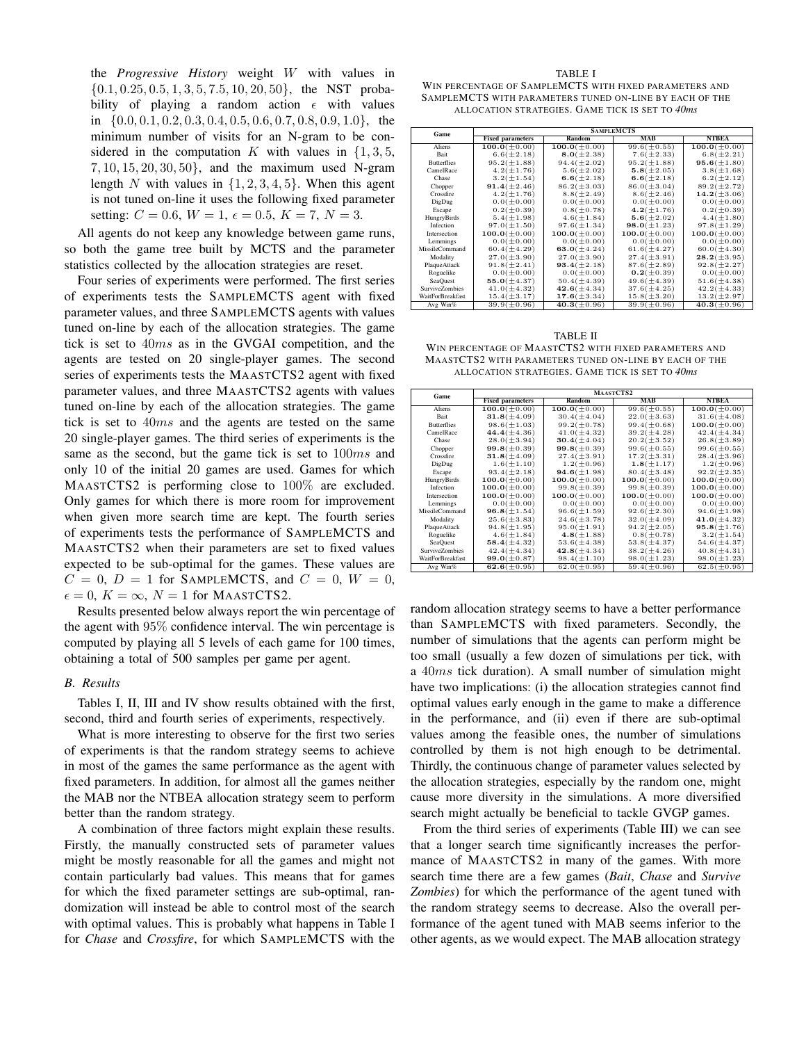the *Progressive History* weight $W$ with values in $\{0.1, 0.25, 0.5, 1, 3, 5, 7.5, 10, 20, 50\}$, the NST probability of playing a random action $\epsilon$ with values in $\{0.0, 0.1, 0.2, 0.3, 0.4, 0.5, 0.6, 0.7, 0.8, 0.9, 1.0\}$, the minimum number of visits for an N-gram to be considered in the computation $K$ with values in $\{1, 3, 5, 7, 10, 15, 20, 30, 50\}$, and the maximum used N-gram length $N$ with values in $\{1, 2, 3, 4, 5\}$. When this agent is not tuned on-line it uses the following fixed parameter setting: $C = 0.6$, $W = 1$, $\epsilon = 0.5$, $K = 7$, $N = 3$.

All agents do not keep any knowledge between game runs, so both the game tree built by MCTS and the parameter statistics collected by the allocation strategies are reset.

Four series of experiments were performed. The first series of experiments tests the SAMPLEMCTS agent with fixed parameter values, and three SAMPLEMCTS agents with values tuned on-line by each of the allocation strategies. The game tick is set to $40ms$ as in the GVGAI competition, and the agents are tested on 20 single-player games. The second series of experiments tests the MAASTCTS2 agent with fixed parameter values, and three MAASTCTS2 agents with values tuned on-line by each of the allocation strategies. The game tick is set to $40ms$ and the agents are tested on the same 20 single-player games. The third series of experiments is the same as the second, but the game tick is set to $100ms$ and only 10 of the initial 20 games are used. Games for which MAASTCTS2 is performing close to $100\%$ are excluded. Only games for which there is more room for improvement when given more search time are kept. The fourth series of experiments tests the performance of SAMPLEMCTS and MAASTCTS2 when their parameters are set to fixed values expected to be sub-optimal for the games. These values are $C = 0$, $D = 1$ for SAMPLEMCTS, and $C = 0$, $W = 0$, $\epsilon = 0$, $K = \infty$, $N = 1$ for MAASTCTS2.

Results presented below always report the win percentage of the agent with $95\%$ confidence interval. The win percentage is computed by playing all 5 levels of each game for 100 times, obtaining a total of 500 samples per game per agent.

### B. Results

Tables I, II, III and IV show results obtained with the first, second, third and fourth series of experiments, respectively.

What is more interesting to observe for the first two series of experiments is that the random strategy seems to achieve in most of the games the same performance as the agent with fixed parameters. In addition, for almost all the games neither the MAB nor the NTBEA allocation strategy seem to perform better than the random strategy.

A combination of three factors might explain these results. Firstly, the manually constructed sets of parameter values might be mostly reasonable for all the games and might not contain particularly bad values. This means that for games for which the fixed parameter settings are sub-optimal, randomization will instead be able to control most of the search with optimal values. This is probably what happens in Table I for *Chase* and *Crossfire*, for which SAMPLEMCTS with the random allocation strategy seems to have a better performance than SAMPLEMCTS with fixed parameters. Secondly, the number of simulations that the agents can perform might be too small (usually a few dozen of simulations per tick, with a $40ms$ tick duration). A small number of simulation might have two implications: (i) the allocation strategies cannot find optimal values early enough in the game to make a difference in the performance, and (ii) even if there are sub-optimal values among the feasible ones, the number of simulations controlled by them is not high enough to be detrimental. Thirdly, the continuous change of parameter values selected by the allocation strategies, especially by the random one, might cause more diversity in the simulations. A more diversified search might actually be beneficial to tackle GVGP games.

From the third series of experiments (Table III) we can see that a longer search time significantly increases the performance of MAASTCTS2 in many of the games. With more search time there are a few games (*Bait*, *Chase* and *Survive Zombies*) for which the performance of the agent tuned with the random strategy seems to decrease. Also the overall performance of the agent tuned with MAB seems inferior to the other agents, as we would expect. The MAB allocation strategy

TABLE I
WIN PERCENTAGE OF SAMPLEMCTS WITH FIXED PARAMETERS AND SAMPLEMCTS WITH PARAMETERS TUNED ON-LINE BY EACH OF THE ALLOCATION STRATEGIES. GAME TICK IS SET TO *40ms*

| Game | SAMPLEMCTS | | | |
|---|---|---|---|---|
| | **Fixed parameters** | **Random** | **MAB** | **NTBEA** |
| Aliens | **100.0**(±0.00) | **100.0**(±0.00) | 99.6(±0.55) | **100.0**(±0.00) |
| Bait | 6.6(±2.18) | **8.0**(±2.38) | 7.6(±2.33) | 6.8(±2.21) |
| Butterflies | 95.2(±1.88) | 94.4(±2.02) | 95.2(±1.88) | **95.6**(±1.80) |
| CamelRace | 4.2(±1.76) | 5.6(±2.02) | **5.8**(±2.05) | 3.8(±1.68) |
| Chase | 3.2(±1.54) | **6.6**(±2.18) | **6.6**(±2.18) | 6.2(±2.12) |
| Chopper | **91.4**(±2.46) | 86.2(±3.03) | 86.0(±3.04) | 89.2(±2.72) |
| Crossfire | 4.2(±1.76) | 8.8(±2.49) | 8.6(±2.46) | **14.2**(±3.06) |
| DigDug | 0.0(±0.00) | 0.0(±0.00) | 0.0(±0.00) | 0.0(±0.00) |
| Escape | 0.2(±0.39) | 0.8(±0.78) | **4.2**(±1.76) | 0.2(±0.39) |
| HungryBirds | 5.4(±1.98) | 4.6(±1.84) | **5.6**(±2.02) | 4.4(±1.80) |
| Infection | 97.0(±1.50) | 97.6(±1.34) | **98.0**(±1.23) | 97.8(±1.29) |
| Intersection | **100.0**(±0.00) | **100.0**(±0.00) | **100.0**(±0.00) | **100.0**(±0.00) |
| Lemmings | 0.0(±0.00) | 0.0(±0.00) | 0.0(±0.00) | 0.0(±0.00) |
| MissileCommand | 60.4(±4.29) | **63.0**(±4.24) | 61.6(±4.27) | 60.0(±4.30) |
| Modality | 27.0(±3.90) | 27.0(±3.90) | 27.4(±3.91) | **28.2**(±3.95) |
| PlaqueAttack | 91.8(±2.41) | **93.4**(±2.18) | 87.6(±2.89) | 92.8(±2.27) |
| Roguelike | 0.0(±0.00) | 0.0(±0.00) | **0.2**(±0.39) | 0.0(±0.00) |
| SeaQuest | **55.0**(±4.37) | 50.4(±4.39) | 49.6(±4.39) | 51.6(±4.38) |
| SurviveZombies | 41.0(±4.32) | **42.6**(±4.34) | 37.6(±4.25) | 42.2(±4.33) |
| WaitForBreakfast | 15.4(±3.17) | **17.6**(±3.34) | 15.8(±3.20) | 13.2(±2.97) |
| Avg Win% | 39.9(±0.96) | **40.3**(±0.96) | 39.9(±0.96) | **40.3**(±0.96) |

TABLE II
WIN PERCENTAGE OF MAASTCTS2 WITH FIXED PARAMETERS AND MAASTCTS2 WITH PARAMETERS TUNED ON-LINE BY EACH OF THE ALLOCATION STRATEGIES. GAME TICK IS SET TO *40ms*

| Game | MAASTCTS2 | | | |
|---|---|---|---|---|
| | **Fixed parameters** | **Random** | **MAB** | **NTBEA** |
| Aliens | **100.0**(±0.00) | **100.0**(±0.00) | 99.6(±0.55) | **100.0**(±0.00) |
| Bait | **31.8**(±4.09) | 30.4(±4.04) | 22.0(±3.63) | 31.6(±4.08) |
| Butterflies | 98.6(±1.03) | 99.2(±0.78) | 99.4(±0.68) | **100.0**(±0.00) |
| CamelRace | **44.4**(±4.36) | 41.0(±4.32) | 39.2(±4.28) | 42.4(±4.34) |
| Chase | 28.0(±3.94) | **30.4**(±4.04) | 20.2(±3.52) | 26.8(±3.89) |
| Chopper | **99.8**(±0.39) | **99.8**(±0.39) | 99.6(±0.55) | 99.6(±0.55) |
| Crossfire | **31.8**(±4.09) | 27.4(±3.91) | 17.2(±3.31) | 28.4(±3.96) |
| DigDug | 1.6(±1.10) | 1.2(±0.96) | **1.8**(±1.17) | 1.2(±0.96) |
| Escape | 93.4(±2.18) | **94.6**(±1.98) | 80.4(±3.48) | 92.2(±2.35) |
| HungryBirds | **100.0**(±0.00) | **100.0**(±0.00) | **100.0**(±0.00) | **100.0**(±0.00) |
| Infection | **100.0**(±0.00) | 99.8(±0.39) | 99.8(±0.39) | **100.0**(±0.00) |
| Intersection | **100.0**(±0.00) | **100.0**(±0.00) | **100.0**(±0.00) | **100.0**(±0.00) |
| Lemmings | 0.0(±0.00) | 0.0(±0.00) | 0.0(±0.00) | 0.0(±0.00) |
| MissileCommand | **96.8**(±1.54) | 96.6(±1.59) | 92.6(±2.30) | 94.6(±1.98) |
| Modality | 25.6(±3.83) | 24.6(±3.78) | 32.0(±4.09) | **41.0**(±4.32) |
| PlaqueAttack | 94.8(±1.95) | 95.0(±1.91) | 94.2(±2.05) | **95.8**(±1.76) |
| Roguelike | 4.6(±1.84) | **4.8**(±1.88) | 0.8(±0.78) | 3.2(±1.54) |
| SeaQuest | **58.4**(±4.32) | 53.6(±4.38) | 53.8(±4.37) | 54.6(±4.37) |
| SurviveZombies | 42.4(±4.34) | **42.8**(±4.34) | 38.2(±4.26) | 40.8(±4.31) |
| WaitForBreakfast | **99.0**(±0.87) | 98.4(±1.10) | 98.0(±1.23) | 98.0(±1.23) |
| Avg Win% | **62.6**(±0.95) | 62.0(±0.95) | 59.4(±0.96) | 62.5(±0.95) |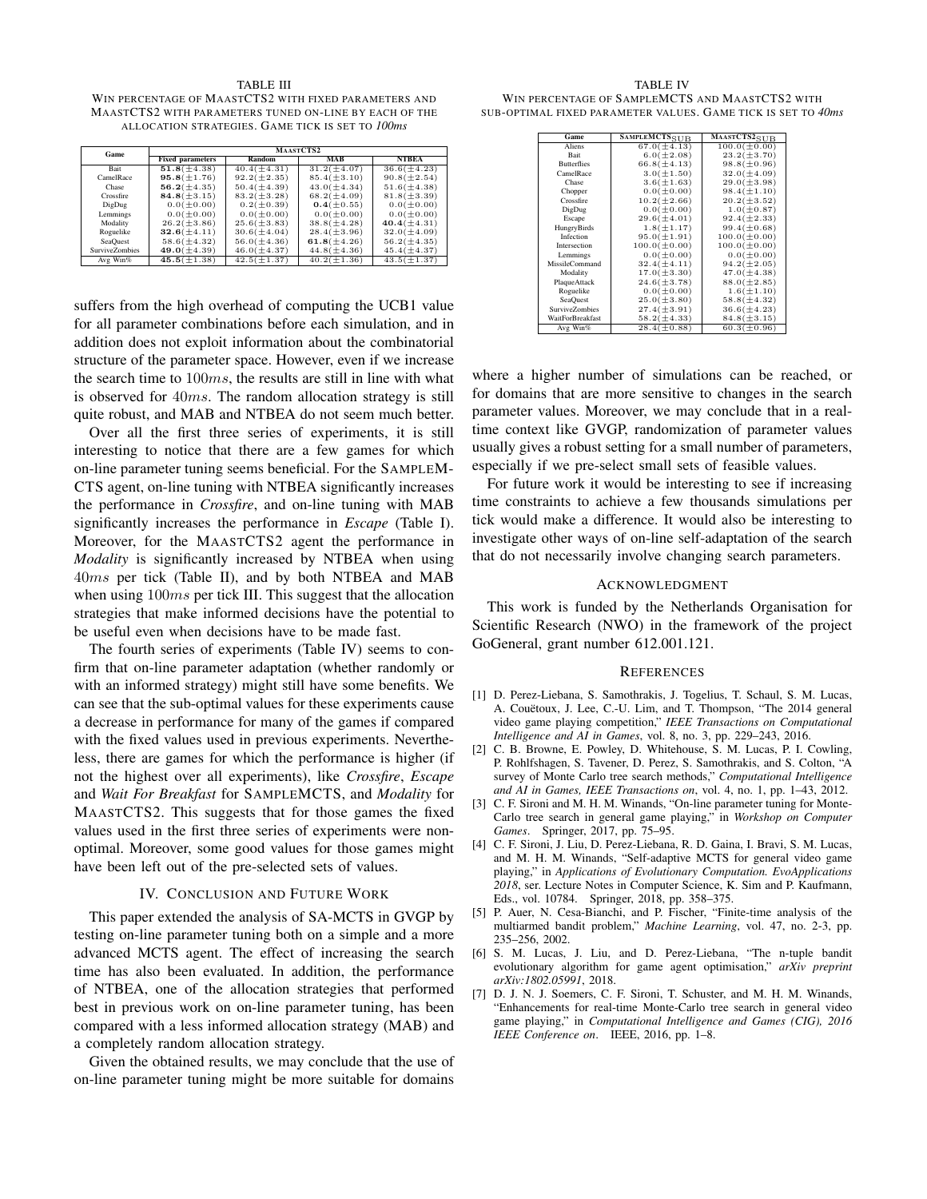TABLE III
WIN PERCENTAGE OF MAASTCTS2 WITH FIXED PARAMETERS AND MAASTCTS2 WITH PARAMETERS TUNED ON-LINE BY EACH OF THE ALLOCATION STRATEGIES. GAME TICK IS SET TO *100ms*

| Game | MAASTCTS2 | | | |
|---|---|---|---|---|
| | Fixed parameters | Random | MAB | NTBEA |
| Bait | **51.8**($\pm$4.38) | 40.4($\pm$4.31) | 31.2($\pm$4.07) | 36.6($\pm$4.23) |
| CamelRace | **95.8**($\pm$1.76) | 92.2($\pm$2.35) | 85.4($\pm$3.10) | 90.8($\pm$2.54) |
| Chase | **56.2**($\pm$4.35) | 50.4($\pm$4.39) | 43.0($\pm$4.34) | 51.6($\pm$4.38) |
| Crossfire | **84.8**($\pm$3.15) | 83.2($\pm$3.28) | 68.2($\pm$4.09) | 81.8($\pm$3.39) |
| DigDug | 0.0($\pm$0.00) | 0.2($\pm$0.39) | **0.4**($\pm$0.55) | 0.0($\pm$0.00) |
| Lemmings | 0.0($\pm$0.00) | 0.0($\pm$0.00) | 0.0($\pm$0.00) | 0.0($\pm$0.00) |
| Modality | 26.2($\pm$3.86) | 25.6($\pm$3.83) | 38.8($\pm$4.28) | **40.4**($\pm$4.31) |
| Roguelike | **32.6**($\pm$4.11) | 30.6($\pm$4.04) | 28.4($\pm$3.96) | 32.0($\pm$4.09) |
| SeaQuest | 58.6($\pm$4.32) | 56.0($\pm$4.36) | **61.8**($\pm$4.26) | 56.2($\pm$4.35) |
| SurviveZombies | **49.0**($\pm$4.39) | 46.0($\pm$4.37) | 44.8($\pm$4.36) | 45.4($\pm$4.37) |
| Avg Win% | **45.5**($\pm$1.38) | 42.5($\pm$1.37) | 40.2($\pm$1.36) | 43.5($\pm$1.37) |

TABLE IV
WIN PERCENTAGE OF SAMPLEMCTS AND MAASTCTS2 WITH SUB-OPTIMAL FIXED PARAMETER VALUES. GAME TICK IS SET TO *40ms*

| Game | SAMPLEMCTS$_{\text{SUB}}$ | MAASTCTS2$_{\text{SUB}}$ |
|---|---|---|
| Aliens | 67.0($\pm$4.13) | 100.0($\pm$0.00) |
| Bait | 6.0($\pm$2.08) | 23.2($\pm$3.70) |
| Butterflies | 66.8($\pm$4.13) | 98.8($\pm$0.96) |
| CamelRace | 3.0($\pm$1.50) | 32.0($\pm$4.09) |
| Chase | 3.6($\pm$1.63) | 29.0($\pm$3.98) |
| Chopper | 0.0($\pm$0.00) | 98.4($\pm$1.10) |
| Crossfire | 10.2($\pm$2.66) | 20.2($\pm$3.52) |
| DigDug | 0.0($\pm$0.00) | 1.0($\pm$0.87) |
| Escape | 29.6($\pm$4.01) | 92.4($\pm$2.33) |
| HungryBirds | 1.8($\pm$1.17) | 99.4($\pm$0.68) |
| Infection | 95.0($\pm$1.91) | 100.0($\pm$0.00) |
| Intersection | 100.0($\pm$0.00) | 100.0($\pm$0.00) |
| Lemmings | 0.0($\pm$0.00) | 0.0($\pm$0.00) |
| MissileCommand | 32.4($\pm$4.11) | 94.2($\pm$2.05) |
| Modality | 17.0($\pm$3.30) | 47.0($\pm$4.38) |
| PlaqueAttack | 24.6($\pm$3.78) | 88.0($\pm$2.85) |
| Roguelike | 0.0($\pm$0.00) | 1.6($\pm$1.10) |
| SeaQuest | 25.0($\pm$3.80) | 58.8($\pm$4.32) |
| SurviveZombies | 27.4($\pm$3.91) | 36.6($\pm$4.23) |
| WaitForBreakfast | 58.2($\pm$4.33) | 84.8($\pm$3.15) |
| Avg Win% | 28.4($\pm$0.88) | 60.3($\pm$0.96) |

suffers from the high overhead of computing the UCB1 value for all parameter combinations before each simulation, and in addition does not exploit information about the combinatorial structure of the parameter space. However, even if we increase the search time to $100ms$, the results are still in line with what is observed for $40ms$. The random allocation strategy is still quite robust, and MAB and NTBEA do not seem much better.

Over all the first three series of experiments, it is still interesting to notice that there are a few games for which on-line parameter tuning seems beneficial. For the SAMPLEMCTS agent, on-line tuning with NTBEA significantly increases the performance in *Crossfire*, and on-line tuning with MAB significantly increases the performance in *Escape* (Table I). Moreover, for the MAASTCTS2 agent the performance in *Modality* is significantly increased by NTBEA when using $40ms$ per tick (Table II), and by both NTBEA and MAB when using $100ms$ per tick III. This suggest that the allocation strategies that make informed decisions have the potential to be useful even when decisions have to be made fast.

The fourth series of experiments (Table IV) seems to confirm that on-line parameter adaptation (whether randomly or with an informed strategy) might still have some benefits. We can see that the sub-optimal values for these experiments cause a decrease in performance for many of the games if compared with the fixed values used in previous experiments. Nevertheless, there are games for which the performance is higher (if not the highest over all experiments), like *Crossfire*, *Escape* and *Wait For Breakfast* for SAMPLEMCTS, and *Modality* for MAASTCTS2. This suggests that for those games the fixed values used in the first three series of experiments were non-optimal. Moreover, some good values for those games might have been left out of the pre-selected sets of values.

## IV. CONCLUSION AND FUTURE WORK

This paper extended the analysis of SA-MCTS in GVGP by testing on-line parameter tuning both on a simple and a more advanced MCTS agent. The effect of increasing the search time has also been evaluated. In addition, the performance of NTBEA, one of the allocation strategies that performed best in previous work on on-line parameter tuning, has been compared with a less informed allocation strategy (MAB) and a completely random allocation strategy.

Given the obtained results, we may conclude that the use of on-line parameter tuning might be more suitable for domains where a higher number of simulations can be reached, or for domains that are more sensitive to changes in the search parameter values. Moreover, we may conclude that in a real-time context like GVGP, randomization of parameter values usually gives a robust setting for a small number of parameters, especially if we pre-select small sets of feasible values.

For future work it would be interesting to see if increasing time constraints to achieve a few thousands simulations per tick would make a difference. It would also be interesting to investigate other ways of on-line self-adaptation of the search that do not necessarily involve changing search parameters.

## ACKNOWLEDGMENT

This work is funded by the Netherlands Organisation for Scientific Research (NWO) in the framework of the project GoGeneral, grant number 612.001.121.

## REFERENCES

[1] D. Perez-Liebana, S. Samothrakis, J. Togelius, T. Schaul, S. M. Lucas, A. Couëtoux, J. Lee, C.-U. Lim, and T. Thompson, "The 2014 general video game playing competition," *IEEE Transactions on Computational Intelligence and AI in Games*, vol. 8, no. 3, pp. 229–243, 2016.

[2] C. B. Browne, E. Powley, D. Whitehouse, S. M. Lucas, P. I. Cowling, P. Rohlfshagen, S. Tavener, D. Perez, S. Samothrakis, and S. Colton, "A survey of Monte Carlo tree search methods," *Computational Intelligence and AI in Games, IEEE Transactions on*, vol. 4, no. 1, pp. 1–43, 2012.

[3] C. F. Sironi and M. H. M. Winands, "On-line parameter tuning for Monte-Carlo tree search in general game playing," in *Workshop on Computer Games*. Springer, 2017, pp. 75–95.

[4] C. F. Sironi, J. Liu, D. Perez-Liebana, R. D. Gaina, I. Bravi, S. M. Lucas, and M. H. M. Winands, "Self-adaptive MCTS for general video game playing," in *Applications of Evolutionary Computation. EvoApplications 2018*, ser. Lecture Notes in Computer Science, K. Sim and P. Kaufmann, Eds., vol. 10784. Springer, 2018, pp. 358–375.

[5] P. Auer, N. Cesa-Bianchi, and P. Fischer, "Finite-time analysis of the multiarmed bandit problem," *Machine Learning*, vol. 47, no. 2-3, pp. 235–256, 2002.

[6] S. M. Lucas, J. Liu, and D. Perez-Liebana, "The n-tuple bandit evolutionary algorithm for game agent optimisation," *arXiv preprint arXiv:1802.05991*, 2018.

[7] D. J. N. J. Soemers, C. F. Sironi, T. Schuster, and M. H. M. Winands, "Enhancements for real-time Monte-Carlo tree search in general video game playing," in *Computational Intelligence and Games (CIG), 2016 IEEE Conference on*. IEEE, 2016, pp. 1–8.